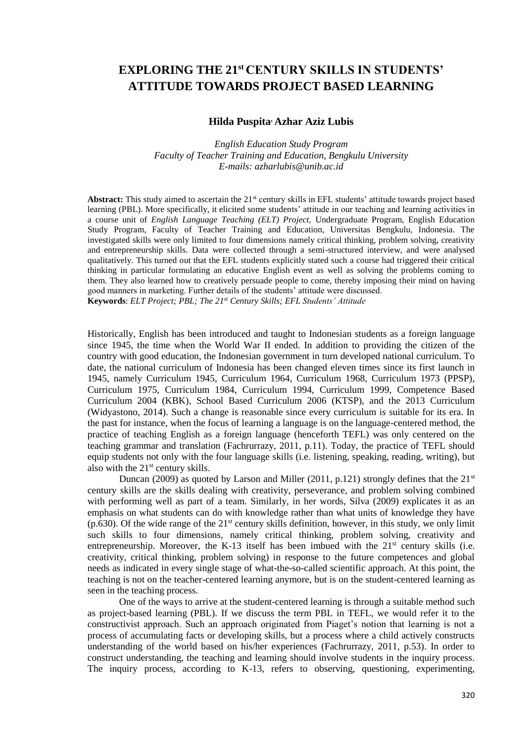# EXPLORING THE 21st CENTURY SKILLS IN STUDENTS' ATTITUDE TOWARDS PROJECT BASED LEARNING

**Hilda Puspita, Azhar Aziz Lubis**

*English Education Study Program*
*Faculty of Teacher Training and Education, Bengkulu University*
*E-mails: azharlubis@unib.ac.id*

**Abstract:** This study aimed to ascertain the 21st century skills in EFL students' attitude towards project based learning (PBL). More specifically, it elicited some students' attitude in our teaching and learning activities in a course unit of *English Language Teaching (ELT) Project*, Undergraduate Program, English Education Study Program, Faculty of Teacher Training and Education, Universitas Bengkulu, Indonesia. The investigated skills were only limited to four dimensions namely critical thinking, problem solving, creativity and entrepreneurship skills. Data were collected through a semi-structured interview, and were analysed qualitatively. This turned out that the EFL students explicitly stated such a course had triggered their critical thinking in particular formulating an educative English event as well as solving the problems coming to them. They also learned how to creatively persuade people to come, thereby imposing their mind on having good manners in marketing. Further details of the students' attitude were discussed.

**Keywords**: *ELT Project; PBL; The 21st Century Skills; EFL Students' Attitude*

Historically, English has been introduced and taught to Indonesian students as a foreign language since 1945, the time when the World War II ended. In addition to providing the citizen of the country with good education, the Indonesian government in turn developed national curriculum. To date, the national curriculum of Indonesia has been changed eleven times since its first launch in 1945, namely Curriculum 1945, Curriculum 1964, Curriculum 1968, Curriculum 1973 (PPSP), Curriculum 1975, Curriculum 1984, Curriculum 1994, Curriculum 1999, Competence Based Curriculum 2004 (KBK), School Based Curriculum 2006 (KTSP), and the 2013 Curriculum (Widyastono, 2014). Such a change is reasonable since every curriculum is suitable for its era. In the past for instance, when the focus of learning a language is on the language-centered method, the practice of teaching English as a foreign language (henceforth TEFL) was only centered on the teaching grammar and translation (Fachrurrazy, 2011, p.11). Today, the practice of TEFL should equip students not only with the four language skills (i.e. listening, speaking, reading, writing), but also with the 21st century skills.

Duncan (2009) as quoted by Larson and Miller (2011, p.121) strongly defines that the 21st century skills are the skills dealing with creativity, perseverance, and problem solving combined with performing well as part of a team. Similarly, in her words, Silva (2009) explicates it as an emphasis on what students can do with knowledge rather than what units of knowledge they have (p.630). Of the wide range of the 21st century skills definition, however, in this study, we only limit such skills to four dimensions, namely critical thinking, problem solving, creativity and entrepreneurship. Moreover, the K-13 itself has been imbued with the 21st century skills (i.e. creativity, critical thinking, problem solving) in response to the future competences and global needs as indicated in every single stage of what-the-so-called scientific approach. At this point, the teaching is not on the teacher-centered learning anymore, but is on the student-centered learning as seen in the teaching process.

One of the ways to arrive at the student-centered learning is through a suitable method such as project-based learning (PBL). If we discuss the term PBL in TEFL, we would refer it to the constructivist approach. Such an approach originated from Piaget's notion that learning is not a process of accumulating facts or developing skills, but a process where a child actively constructs understanding of the world based on his/her experiences (Fachrurrazy, 2011, p.53). In order to construct understanding, the teaching and learning should involve students in the inquiry process. The inquiry process, according to K-13, refers to observing, questioning, experimenting,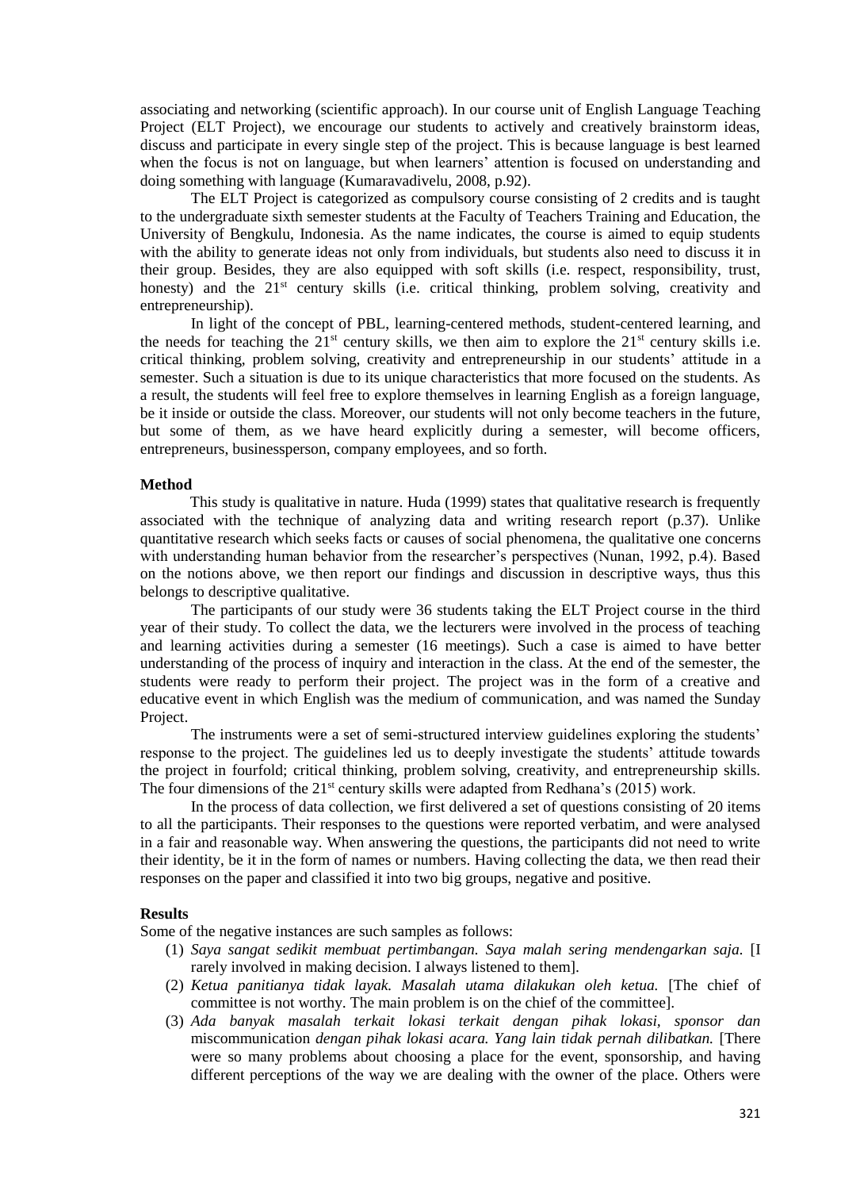associating and networking (scientific approach). In our course unit of English Language Teaching Project (ELT Project), we encourage our students to actively and creatively brainstorm ideas, discuss and participate in every single step of the project. This is because language is best learned when the focus is not on language, but when learners' attention is focused on understanding and doing something with language (Kumaravadivelu, 2008, p.92).

The ELT Project is categorized as compulsory course consisting of 2 credits and is taught to the undergraduate sixth semester students at the Faculty of Teachers Training and Education, the University of Bengkulu, Indonesia. As the name indicates, the course is aimed to equip students with the ability to generate ideas not only from individuals, but students also need to discuss it in their group. Besides, they are also equipped with soft skills (i.e. respect, responsibility, trust, honesty) and the 21st century skills (i.e. critical thinking, problem solving, creativity and entrepreneurship).

In light of the concept of PBL, learning-centered methods, student-centered learning, and the needs for teaching the 21st century skills, we then aim to explore the 21st century skills i.e. critical thinking, problem solving, creativity and entrepreneurship in our students' attitude in a semester. Such a situation is due to its unique characteristics that more focused on the students. As a result, the students will feel free to explore themselves in learning English as a foreign language, be it inside or outside the class. Moreover, our students will not only become teachers in the future, but some of them, as we have heard explicitly during a semester, will become officers, entrepreneurs, businessperson, company employees, and so forth.

## Method

This study is qualitative in nature. Huda (1999) states that qualitative research is frequently associated with the technique of analyzing data and writing research report (p.37). Unlike quantitative research which seeks facts or causes of social phenomena, the qualitative one concerns with understanding human behavior from the researcher's perspectives (Nunan, 1992, p.4). Based on the notions above, we then report our findings and discussion in descriptive ways, thus this belongs to descriptive qualitative.

The participants of our study were 36 students taking the ELT Project course in the third year of their study. To collect the data, we the lecturers were involved in the process of teaching and learning activities during a semester (16 meetings). Such a case is aimed to have better understanding of the process of inquiry and interaction in the class. At the end of the semester, the students were ready to perform their project. The project was in the form of a creative and educative event in which English was the medium of communication, and was named the Sunday Project.

The instruments were a set of semi-structured interview guidelines exploring the students' response to the project. The guidelines led us to deeply investigate the students' attitude towards the project in fourfold; critical thinking, problem solving, creativity, and entrepreneurship skills. The four dimensions of the 21st century skills were adapted from Redhana's (2015) work.

In the process of data collection, we first delivered a set of questions consisting of 20 items to all the participants. Their responses to the questions were reported verbatim, and were analysed in a fair and reasonable way. When answering the questions, the participants did not need to write their identity, be it in the form of names or numbers. Having collecting the data, we then read their responses on the paper and classified it into two big groups, negative and positive.

## Results

Some of the negative instances are such samples as follows:

(1) *Saya sangat sedikit membuat pertimbangan. Saya malah sering mendengarkan saja.* [I rarely involved in making decision. I always listened to them].

(2) *Ketua panitianya tidak layak. Masalah utama dilakukan oleh ketua.* [The chief of committee is not worthy. The main problem is on the chief of the committee].

(3) *Ada banyak masalah terkait lokasi terkait dengan pihak lokasi, sponsor dan* miscommunication *dengan pihak lokasi acara. Yang lain tidak pernah dilibatkan.* [There were so many problems about choosing a place for the event, sponsorship, and having different perceptions of the way we are dealing with the owner of the place. Others were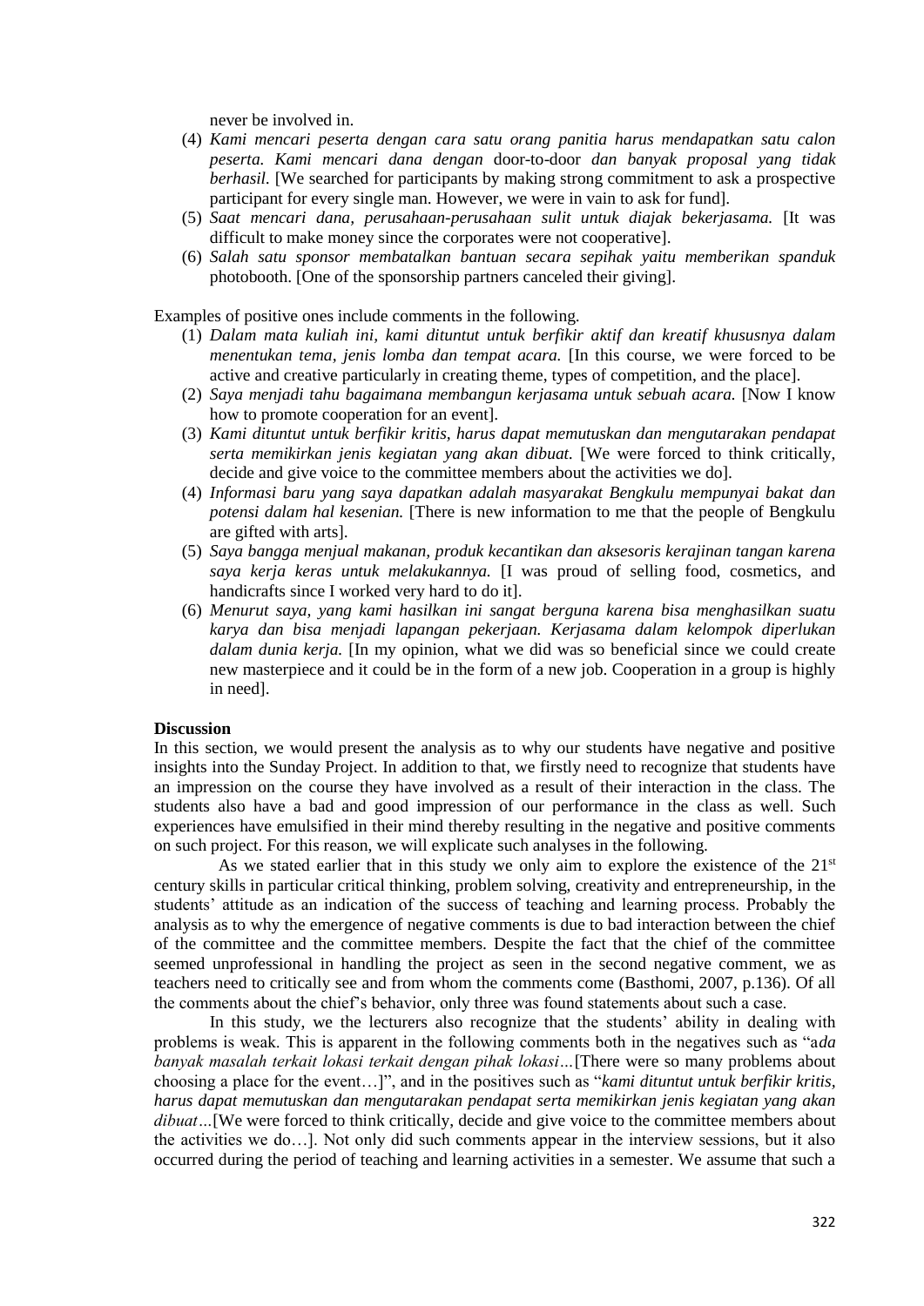never be involved in.

(4) *Kami mencari peserta dengan cara satu orang panitia harus mendapatkan satu calon peserta. Kami mencari dana dengan* door-to-door *dan banyak proposal yang tidak berhasil.* [We searched for participants by making strong commitment to ask a prospective participant for every single man. However, we were in vain to ask for fund].
(5) *Saat mencari dana, perusahaan-perusahaan sulit untuk diajak bekerjasama.* [It was difficult to make money since the corporates were not cooperative].
(6) *Salah satu sponsor membatalkan bantuan secara sepihak yaitu memberikan spanduk* photobooth. [One of the sponsorship partners canceled their giving].

Examples of positive ones include comments in the following.

(1) *Dalam mata kuliah ini, kami dituntut untuk berfikir aktif dan kreatif khususnya dalam menentukan tema, jenis lomba dan tempat acara.* [In this course, we were forced to be active and creative particularly in creating theme, types of competition, and the place].
(2) *Saya menjadi tahu bagaimana membangun kerjasama untuk sebuah acara.* [Now I know how to promote cooperation for an event].
(3) *Kami dituntut untuk berfikir kritis, harus dapat memutuskan dan mengutarakan pendapat serta memikirkan jenis kegiatan yang akan dibuat.* [We were forced to think critically, decide and give voice to the committee members about the activities we do].
(4) *Informasi baru yang saya dapatkan adalah masyarakat Bengkulu mempunyai bakat dan potensi dalam hal kesenian.* [There is new information to me that the people of Bengkulu are gifted with arts].
(5) *Saya bangga menjual makanan, produk kecantikan dan aksesoris kerajinan tangan karena saya kerja keras untuk melakukannya.* [I was proud of selling food, cosmetics, and handicrafts since I worked very hard to do it].
(6) *Menurut saya, yang kami hasilkan ini sangat berguna karena bisa menghasilkan suatu karya dan bisa menjadi lapangan pekerjaan. Kerjasama dalam kelompok diperlukan dalam dunia kerja.* [In my opinion, what we did was so beneficial since we could create new masterpiece and it could be in the form of a new job. Cooperation in a group is highly in need].

**Discussion**

In this section, we would present the analysis as to why our students have negative and positive insights into the Sunday Project. In addition to that, we firstly need to recognize that students have an impression on the course they have involved as a result of their interaction in the class. The students also have a bad and good impression of our performance in the class as well. Such experiences have emulsified in their mind thereby resulting in the negative and positive comments on such project. For this reason, we will explicate such analyses in the following.

As we stated earlier that in this study we only aim to explore the existence of the 21st century skills in particular critical thinking, problem solving, creativity and entrepreneurship, in the students' attitude as an indication of the success of teaching and learning process. Probably the analysis as to why the emergence of negative comments is due to bad interaction between the chief of the committee and the committee members. Despite the fact that the chief of the committee seemed unprofessional in handling the project as seen in the second negative comment, we as teachers need to critically see and from whom the comments come (Basthomi, 2007, p.136). Of all the comments about the chief's behavior, only three was found statements about such a case.

In this study, we the lecturers also recognize that the students' ability in dealing with problems is weak. This is apparent in the following comments both in the negatives such as "a*da banyak masalah terkait lokasi terkait dengan pihak lokasi…*[There were so many problems about choosing a place for the event…]", and in the positives such as "*kami dituntut untuk berfikir kritis, harus dapat memutuskan dan mengutarakan pendapat serta memikirkan jenis kegiatan yang akan dibuat…*[We were forced to think critically, decide and give voice to the committee members about the activities we do…]. Not only did such comments appear in the interview sessions, but it also occurred during the period of teaching and learning activities in a semester. We assume that such a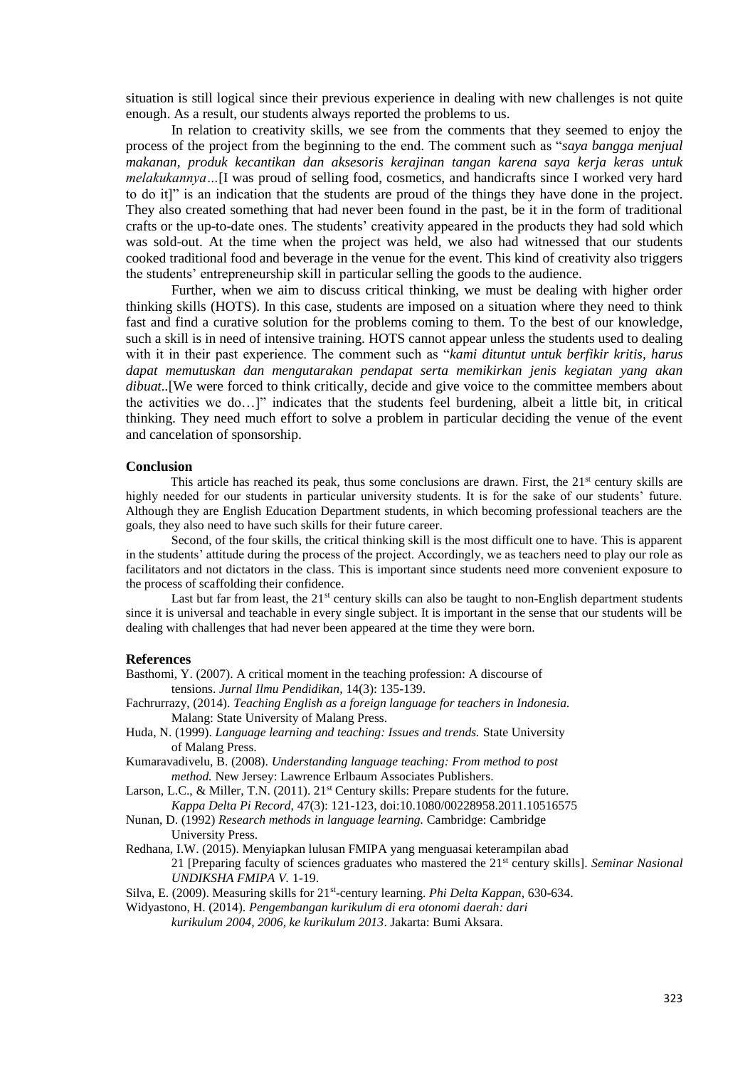situation is still logical since their previous experience in dealing with new challenges is not quite enough. As a result, our students always reported the problems to us.

In relation to creativity skills, we see from the comments that they seemed to enjoy the process of the project from the beginning to the end. The comment such as "*saya bangga menjual makanan, produk kecantikan dan aksesoris kerajinan tangan karena saya kerja keras untuk melakukannya*…[I was proud of selling food, cosmetics, and handicrafts since I worked very hard to do it]" is an indication that the students are proud of the things they have done in the project. They also created something that had never been found in the past, be it in the form of traditional crafts or the up-to-date ones. The students' creativity appeared in the products they had sold which was sold-out. At the time when the project was held, we also had witnessed that our students cooked traditional food and beverage in the venue for the event. This kind of creativity also triggers the students' entrepreneurship skill in particular selling the goods to the audience.

Further, when we aim to discuss critical thinking, we must be dealing with higher order thinking skills (HOTS). In this case, students are imposed on a situation where they need to think fast and find a curative solution for the problems coming to them. To the best of our knowledge, such a skill is in need of intensive training. HOTS cannot appear unless the students used to dealing with it in their past experience. The comment such as "*kami dituntut untuk berfikir kritis, harus dapat memutuskan dan mengutarakan pendapat serta memikirkan jenis kegiatan yang akan dibuat*..[We were forced to think critically, decide and give voice to the committee members about the activities we do…]" indicates that the students feel burdening, albeit a little bit, in critical thinking. They need much effort to solve a problem in particular deciding the venue of the event and cancelation of sponsorship.

## Conclusion

This article has reached its peak, thus some conclusions are drawn. First, the 21st century skills are highly needed for our students in particular university students. It is for the sake of our students' future. Although they are English Education Department students, in which becoming professional teachers are the goals, they also need to have such skills for their future career.

Second, of the four skills, the critical thinking skill is the most difficult one to have. This is apparent in the students' attitude during the process of the project. Accordingly, we as teachers need to play our role as facilitators and not dictators in the class. This is important since students need more convenient exposure to the process of scaffolding their confidence.

Last but far from least, the 21st century skills can also be taught to non-English department students since it is universal and teachable in every single subject. It is important in the sense that our students will be dealing with challenges that had never been appeared at the time they were born.

## References

Basthomi, Y. (2007). A critical moment in the teaching profession: A discourse of tensions. *Jurnal Ilmu Pendidikan,* 14(3): 135-139.

Fachrurrazy, (2014). *Teaching English as a foreign language for teachers in Indonesia.* Malang: State University of Malang Press.

Huda, N. (1999). *Language learning and teaching: Issues and trends.* State University of Malang Press.

Kumaravadivelu, B. (2008). *Understanding language teaching: From method to post method.* New Jersey: Lawrence Erlbaum Associates Publishers.

Larson, L.C., & Miller, T.N. (2011). 21st Century skills: Prepare students for the future. *Kappa Delta Pi Record,* 47(3): 121-123, doi:10.1080/00228958.2011.10516575

Nunan, D. (1992) *Research methods in language learning.* Cambridge: Cambridge University Press.

Redhana, I.W. (2015). Menyiapkan lulusan FMIPA yang menguasai keterampilan abad 21 [Preparing faculty of sciences graduates who mastered the 21st century skills]. *Seminar Nasional UNDIKSHA FMIPA V.* 1-19.

Silva, E. (2009). Measuring skills for 21st-century learning. *Phi Delta Kappan,* 630-634.

Widyastono, H. (2014). *Pengembangan kurikulum di era otonomi daerah: dari kurikulum 2004, 2006, ke kurikulum 2013*. Jakarta: Bumi Aksara.